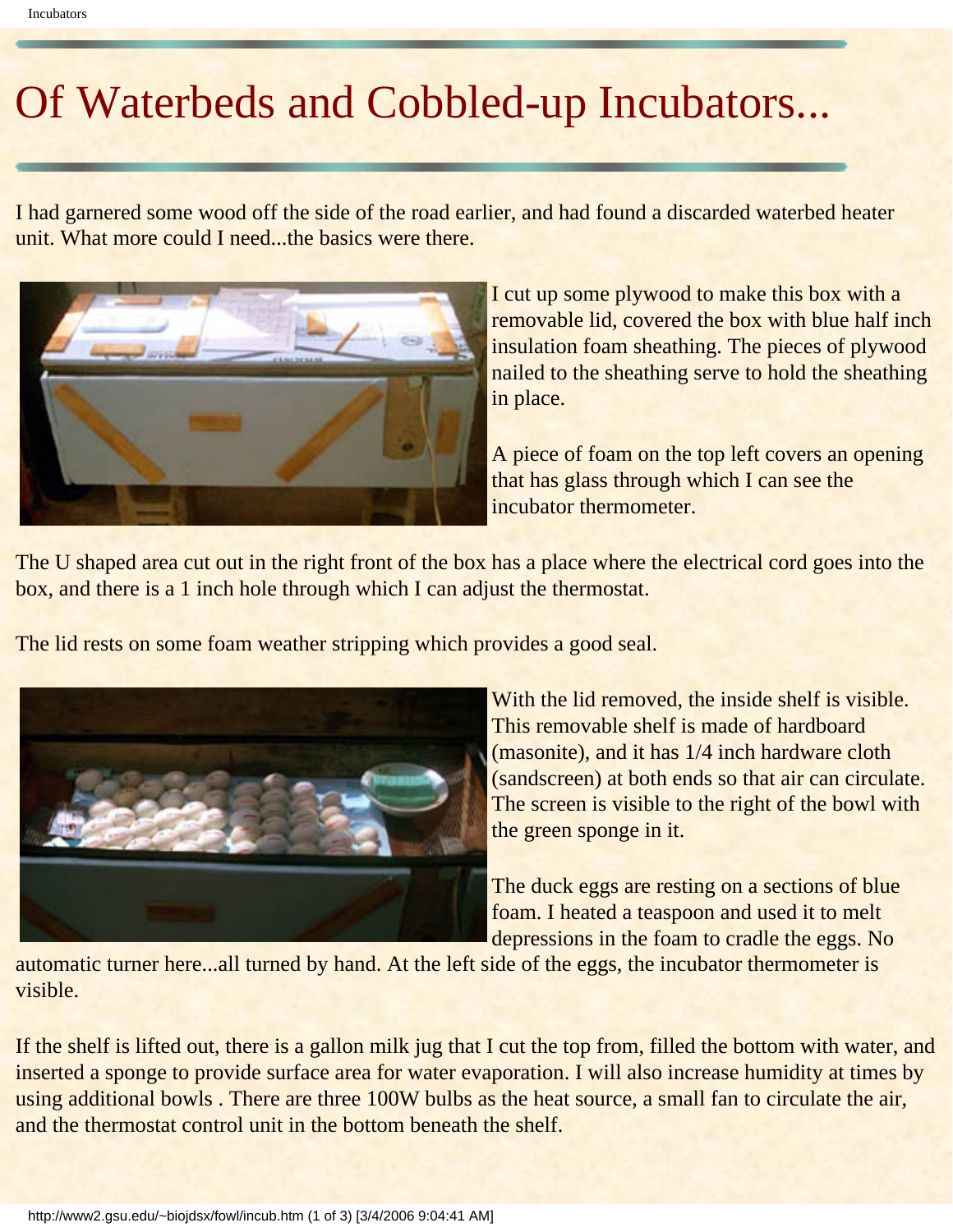# Of Waterbeds and Cobbled-up Incubators...

I had garnered some wood off the side of the road earlier, and had found a discarded waterbed heater unit. What more could I need...the basics were there.

I cut up some plywood to make this box with a removable lid, covered the box with blue half inch insulation foam sheathing. The pieces of plywood nailed to the sheathing serve to hold the sheathing in place.

A piece of foam on the top left covers an opening that has glass through which I can see the incubator thermometer.

The U shaped area cut out in the right front of the box has a place where the electrical cord goes into the box, and there is a 1 inch hole through which I can adjust the thermostat.

The lid rests on some foam weather stripping which provides a good seal.

With the lid removed, the inside shelf is visible. This removable shelf is made of hardboard (masonite), and it has 1/4 inch hardware cloth (sandscreen) at both ends so that air can circulate. The screen is visible to the right of the bowl with the green sponge in it.

The duck eggs are resting on a sections of blue foam. I heated a teaspoon and used it to melt depressions in the foam to cradle the eggs. No automatic turner here...all turned by hand. At the left side of the eggs, the incubator thermometer is visible.

If the shelf is lifted out, there is a gallon milk jug that I cut the top from, filled the bottom with water, and inserted a sponge to provide surface area for water evaporation. I will also increase humidity at times by using additional bowls . There are three 100W bulbs as the heat source, a small fan to circulate the air, and the thermostat control unit in the bottom beneath the shelf.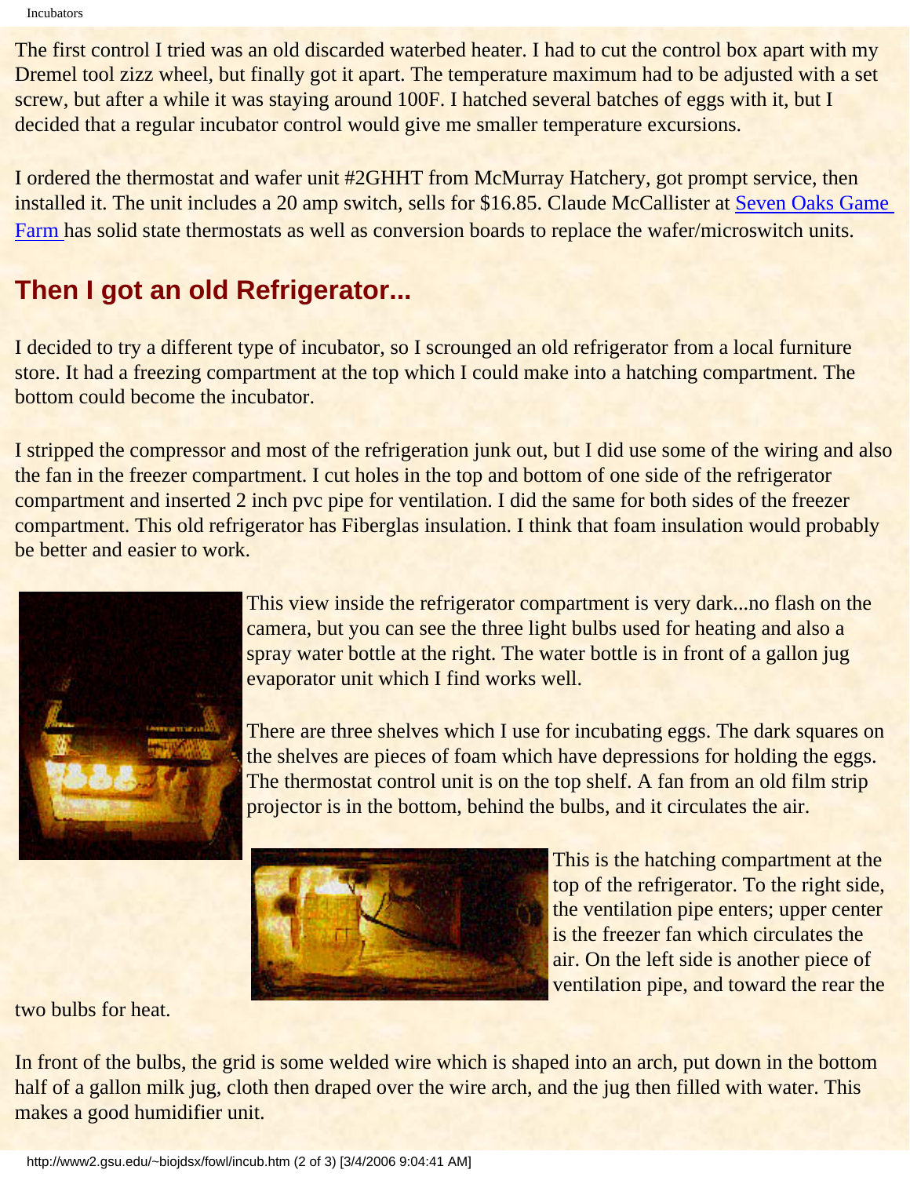The first control I tried was an old discarded waterbed heater. I had to cut the control box apart with my Dremel tool zizz wheel, but finally got it apart. The temperature maximum had to be adjusted with a set screw, but after a while it was staying around 100F. I hatched several batches of eggs with it, but I decided that a regular incubator control would give me smaller temperature excursions.

I ordered the thermostat and wafer unit #2GHHT from McMurray Hatchery, got prompt service, then installed it. The unit includes a 20 amp switch, sells for $16.85. Claude McCallister at Seven Oaks Game Farm has solid state thermostats as well as conversion boards to replace the wafer/microswitch units.

## Then I got an old Refrigerator...

I decided to try a different type of incubator, so I scrounged an old refrigerator from a local furniture store. It had a freezing compartment at the top which I could make into a hatching compartment. The bottom could become the incubator.

I stripped the compressor and most of the refrigeration junk out, but I did use some of the wiring and also the fan in the freezer compartment. I cut holes in the top and bottom of one side of the refrigerator compartment and inserted 2 inch pvc pipe for ventilation. I did the same for both sides of the freezer compartment. This old refrigerator has Fiberglas insulation. I think that foam insulation would probably be better and easier to work.

This view inside the refrigerator compartment is very dark...no flash on the camera, but you can see the three light bulbs used for heating and also a spray water bottle at the right. The water bottle is in front of a gallon jug evaporator unit which I find works well.

There are three shelves which I use for incubating eggs. The dark squares on the shelves are pieces of foam which have depressions for holding the eggs. The thermostat control unit is on the top shelf. A fan from an old film strip projector is in the bottom, behind the bulbs, and it circulates the air.

This is the hatching compartment at the top of the refrigerator. To the right side, the ventilation pipe enters; upper center is the freezer fan which circulates the air. On the left side is another piece of ventilation pipe, and toward the rear the two bulbs for heat.

In front of the bulbs, the grid is some welded wire which is shaped into an arch, put down in the bottom half of a gallon milk jug, cloth then draped over the wire arch, and the jug then filled with water. This makes a good humidifier unit.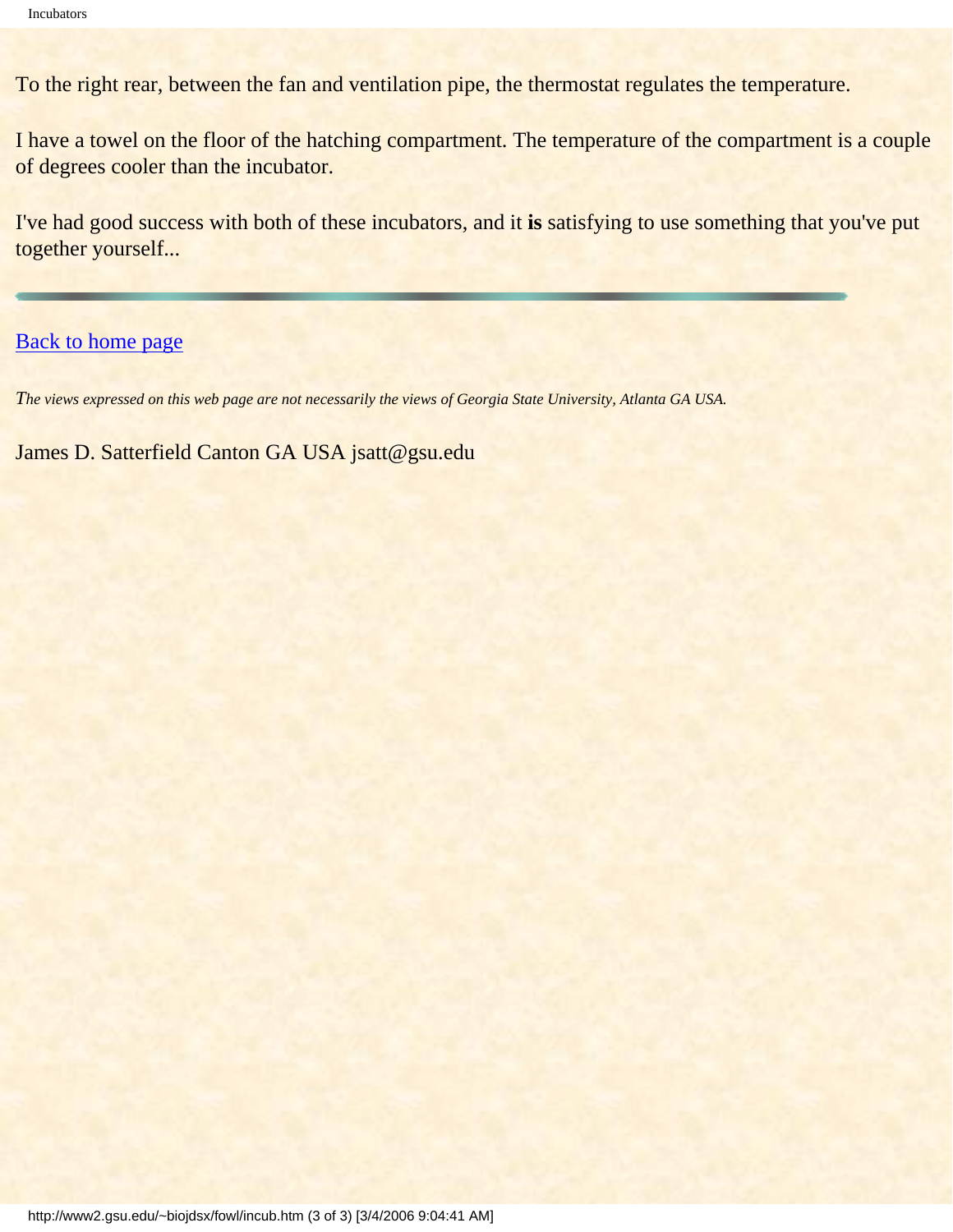To the right rear, between the fan and ventilation pipe, the thermostat regulates the temperature.

I have a towel on the floor of the hatching compartment. The temperature of the compartment is a couple of degrees cooler than the incubator.

I've had good success with both of these incubators, and it **is** satisfying to use something that you've put together yourself...

---

[Back to home page]

*The views expressed on this web page are not necessarily the views of Georgia State University, Atlanta GA USA.*

James D. Satterfield Canton GA USA jsatt@gsu.edu